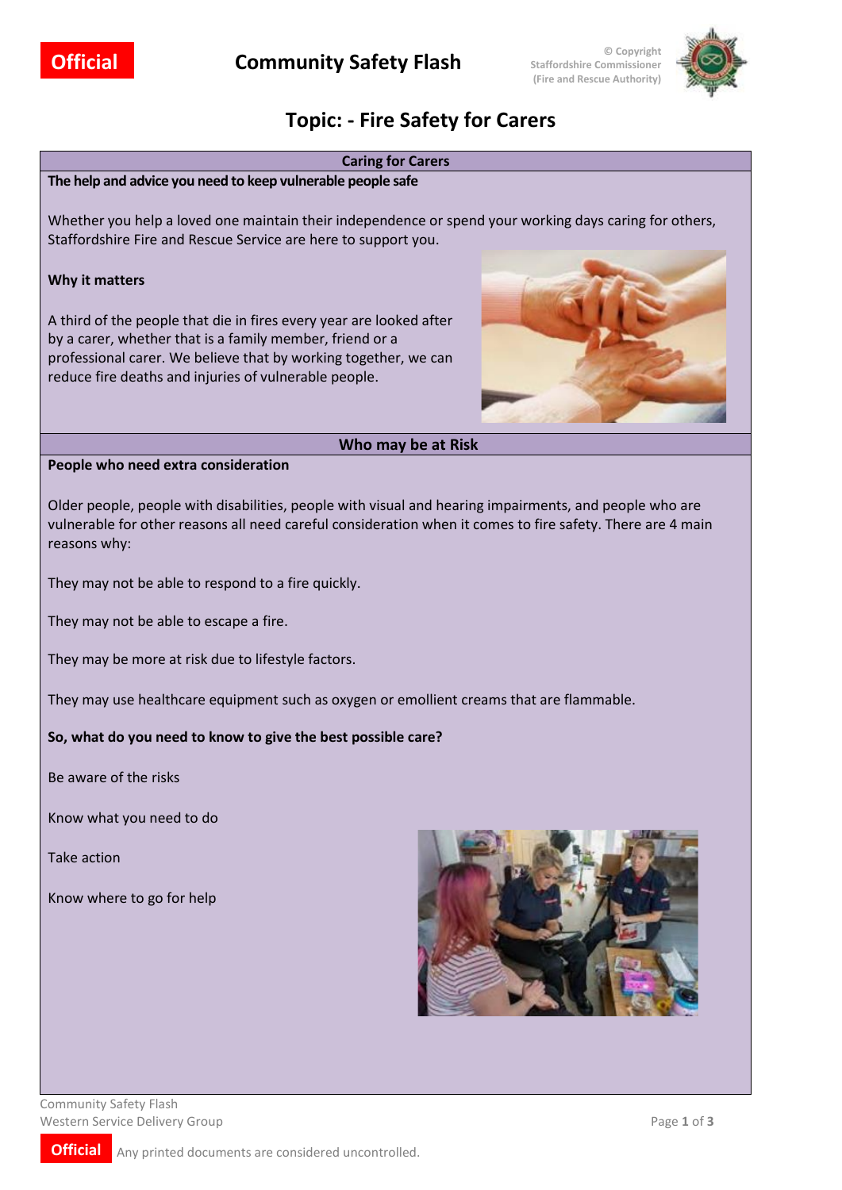Official

# Community Safety Flash

© Copyright Staffordshire Commissioner (Fire and Rescue Authority)

## Topic: - Fire Safety for Carers

### Caring for Carers

**The help and advice you need to keep vulnerable people safe**

Whether you help a loved one maintain their independence or spend your working days caring for others, Staffordshire Fire and Rescue Service are here to support you.

**Why it matters**

A third of the people that die in fires every year are looked after by a carer, whether that is a family member, friend or a professional carer. We believe that by working together, we can reduce fire deaths and injuries of vulnerable people.

### Who may be at Risk

**People who need extra consideration**

Older people, people with disabilities, people with visual and hearing impairments, and people who are vulnerable for other reasons all need careful consideration when it comes to fire safety. There are 4 main reasons why:

They may not be able to respond to a fire quickly.

They may not be able to escape a fire.

They may be more at risk due to lifestyle factors.

They may use healthcare equipment such as oxygen or emollient creams that are flammable.

**So, what do you need to know to give the best possible care?**

Be aware of the risks

Know what you need to do

Take action

Know where to go for help

Community Safety Flash
Western Service Delivery Group

Official Any printed documents are considered uncontrolled.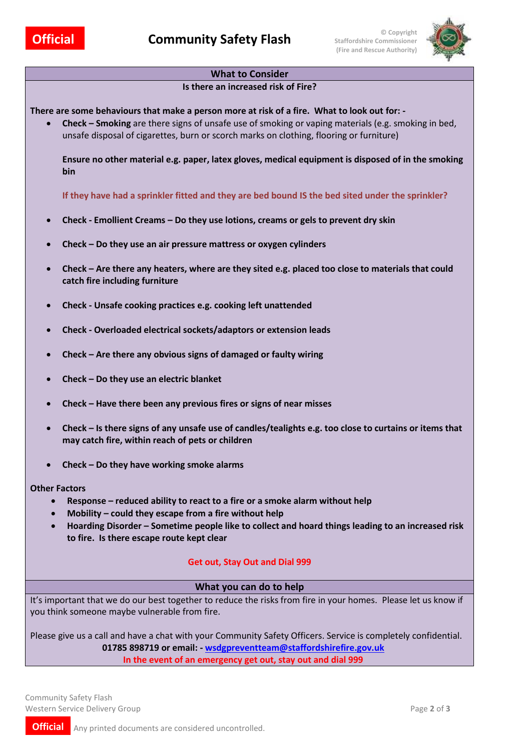## What to Consider

**Is there an increased risk of Fire?**

**There are some behaviours that make a person more at risk of a fire. What to look out for: -**

- **Check – Smoking** are there signs of unsafe use of smoking or vaping materials (e.g. smoking in bed, unsafe disposal of cigarettes, burn or scorch marks on clothing, flooring or furniture)

  **Ensure no other material e.g. paper, latex gloves, medical equipment is disposed of in the smoking bin**

  **If they have had a sprinkler fitted and they are bed bound IS the bed sited under the sprinkler?**

- **Check - Emollient Creams – Do they use lotions, creams or gels to prevent dry skin**
- **Check – Do they use an air pressure mattress or oxygen cylinders**
- **Check – Are there any heaters, where are they sited e.g. placed too close to materials that could catch fire including furniture**
- **Check - Unsafe cooking practices e.g. cooking left unattended**
- **Check - Overloaded electrical sockets/adaptors or extension leads**
- **Check – Are there any obvious signs of damaged or faulty wiring**
- **Check – Do they use an electric blanket**
- **Check – Have there been any previous fires or signs of near misses**
- **Check – Is there signs of any unsafe use of candles/tealights e.g. too close to curtains or items that may catch fire, within reach of pets or children**
- **Check – Do they have working smoke alarms**

**Other Factors**

- **Response – reduced ability to react to a fire or a smoke alarm without help**
- **Mobility – could they escape from a fire without help**
- **Hoarding Disorder – Sometime people like to collect and hoard things leading to an increased risk to fire. Is there escape route kept clear**

**Get out, Stay Out and Dial 999**

## What you can do to help

It's important that we do our best together to reduce the risks from fire in your homes. Please let us know if you think someone maybe vulnerable from fire.

Please give us a call and have a chat with your Community Safety Officers. Service is completely confidential.

**01785 898719 or email: - wsdgpreventteam@staffordshirefire.gov.uk**

**In the event of an emergency get out, stay out and dial 999**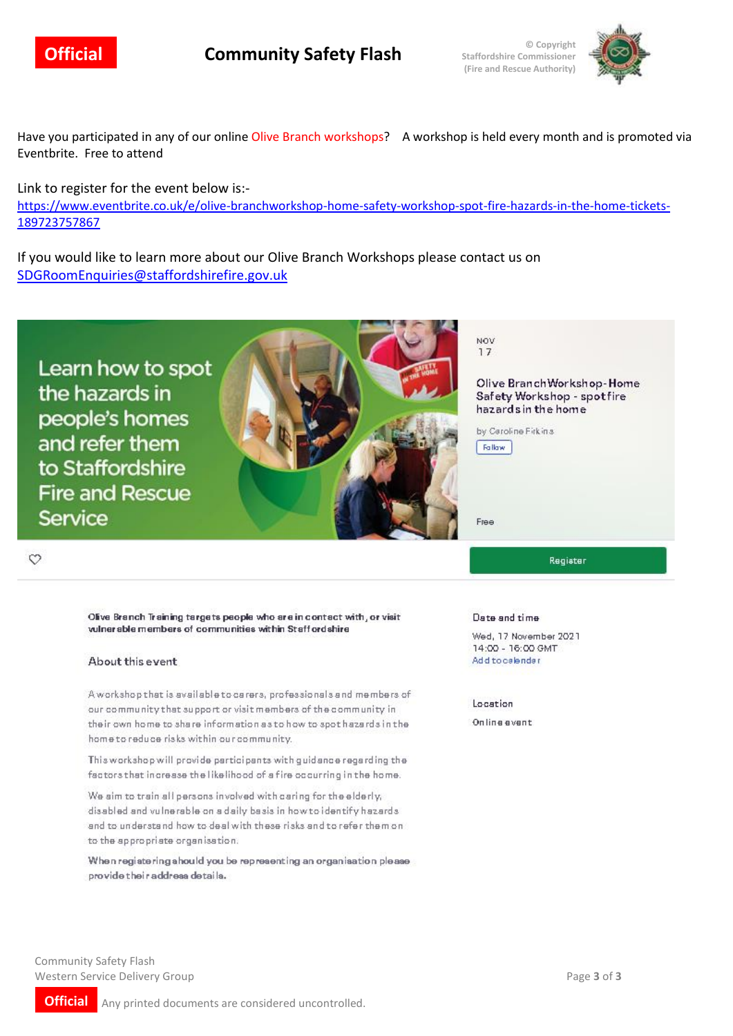Have you participated in any of our online Olive Branch workshops? A workshop is held every month and is promoted via Eventbrite. Free to attend

Link to register for the event below is:-
https://www.eventbrite.co.uk/e/olive-branchworkshop-home-safety-workshop-spot-fire-hazards-in-the-home-tickets-189723757867

If you would like to learn more about our Olive Branch Workshops please contact us on SDGRoomEnquiries@staffordshirefire.gov.uk

Learn how to spot the hazards in people's homes and refer them to Staffordshire Fire and Rescue Service

NOV
17

Olive Branch Workshop - Home Safety Workshop - spot fire hazards in the home

by Caroline Firkins

Follow

Free

Register

Olive Branch Training targets people who are in contact with, or visit vulnerable members of communities within Staffordshire

About this event

A workshop that is available to carers, professionals and members of our community that support or visit members of the community in their own home to share information as to how to spot hazards in the home to reduce risks within our community.

This workshop will provide participants with guidance regarding the factors that increase the likelihood of a fire occurring in the home.

We aim to train all persons involved with caring for the elderly, disabled and vulnerable on a daily basis in how to identify hazards and to understand how to deal with these risks and to refer them on to the appropriate organisation.

When registering should you be representing an organisation please provide their address details.

Date and time

Wed, 17 November 2021
14:00 - 16:00 GMT
Add to calendar

Location

Online event